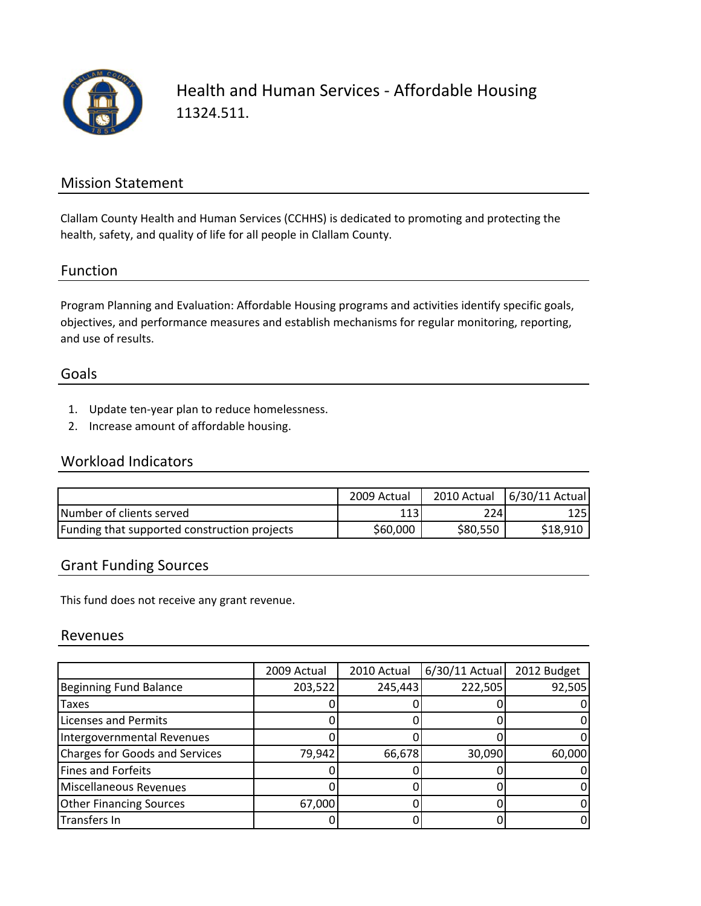# Health and Human Services - Affordable Housing

11324.511.

## Mission Statement

Clallam County Health and Human Services (CCHHS) is dedicated to promoting and protecting the health, safety, and quality of life for all people in Clallam County.

## Function

Program Planning and Evaluation: Affordable Housing programs and activities identify specific goals, objectives, and performance measures and establish mechanisms for regular monitoring, reporting, and use of results.

## Goals

1. Update ten-year plan to reduce homelessness.
2. Increase amount of affordable housing.

## Workload Indicators

| | 2009 Actual | 2010 Actual | 6/30/11 Actual |
|---|---|---|---|
| Number of clients served | 113 | 224 | 125 |
| Funding that supported construction projects | $60,000 | $80,550 | $18,910 |

## Grant Funding Sources

This fund does not receive any grant revenue.

## Revenues

| | 2009 Actual | 2010 Actual | 6/30/11 Actual | 2012 Budget |
|---|---|---|---|---|
| Beginning Fund Balance | 203,522 | 245,443 | 222,505 | 92,505 |
| Taxes | 0 | 0 | 0 | 0 |
| Licenses and Permits | 0 | 0 | 0 | 0 |
| Intergovernmental Revenues | 0 | 0 | 0 | 0 |
| Charges for Goods and Services | 79,942 | 66,678 | 30,090 | 60,000 |
| Fines and Forfeits | 0 | 0 | 0 | 0 |
| Miscellaneous Revenues | 0 | 0 | 0 | 0 |
| Other Financing Sources | 67,000 | 0 | 0 | 0 |
| Transfers In | 0 | 0 | 0 | 0 |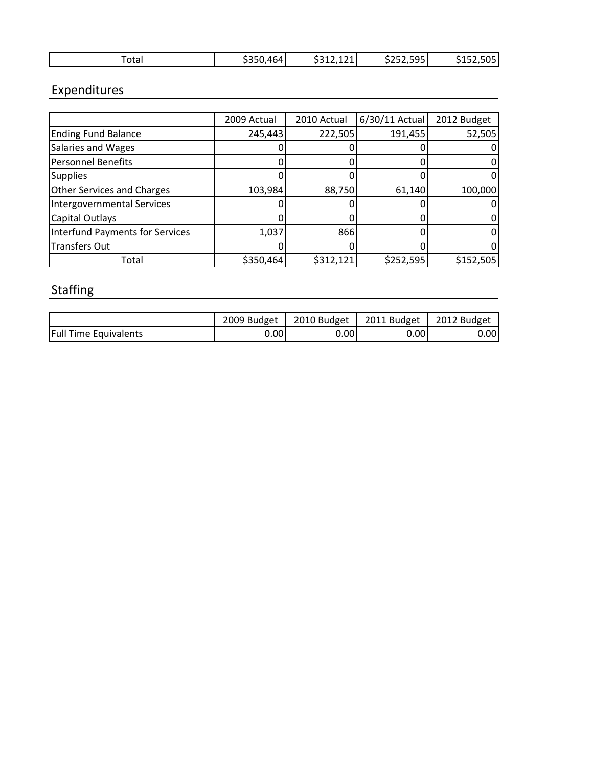| | | | | |
|---|---|---|---|---|
| Total | $350,464 | $312,121 | $252,595 | $152,505 |

## Expenditures

| | 2009 Actual | 2010 Actual | 6/30/11 Actual | 2012 Budget |
|---|---|---|---|---|
| Ending Fund Balance | 245,443 | 222,505 | 191,455 | 52,505 |
| Salaries and Wages | 0 | 0 | 0 | 0 |
| Personnel Benefits | 0 | 0 | 0 | 0 |
| Supplies | 0 | 0 | 0 | 0 |
| Other Services and Charges | 103,984 | 88,750 | 61,140 | 100,000 |
| Intergovernmental Services | 0 | 0 | 0 | 0 |
| Capital Outlays | 0 | 0 | 0 | 0 |
| Interfund Payments for Services | 1,037 | 866 | 0 | 0 |
| Transfers Out | 0 | 0 | 0 | 0 |
| Total | $350,464 | $312,121 | $252,595 | $152,505 |

## Staffing

| | 2009 Budget | 2010 Budget | 2011 Budget | 2012 Budget |
|---|---|---|---|---|
| Full Time Equivalents | 0.00 | 0.00 | 0.00 | 0.00 |